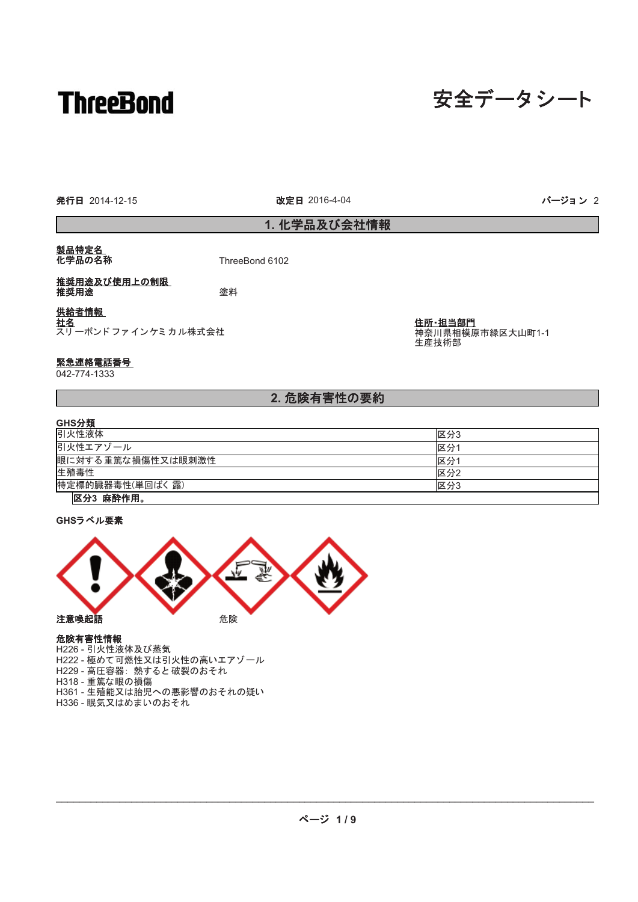**ThreeBond**

# 安全データシート

**発行日** 2014-12-15　　**改定日** 2016-4-04　　**バージョン** 2

## 1. 化学品及び会社情報

**製品特定名**
**化学品の名称**　ThreeBond 6102

**推奨用途及び使用上の制限**
**推奨用途**　塗料

**供給者情報**
**社名**
スリーボンドファインケミカル株式会社

**住所・担当部門**
神奈川県相模原市緑区大山町1-1
生産技術部

**緊急連絡電話番号**
042-774-1333

## 2. 危険有害性の要約

**GHS分類**

| | |
|---|---|
| 引火性液体 | 区分3 |
| 引火性エアゾール | 区分1 |
| 眼に対する重篤な損傷性又は眼刺激性 | 区分1 |
| 生殖毒性 | 区分2 |
| 特定標的臓器毒性(単回ばく露) | 区分3 |
| **区分3 麻酔作用。** | |

**GHSラベル要素**

**注意喚起語**　危険

**危険有害性情報**
H226 - 引火性液体及び蒸気
H222 - 極めて可燃性又は引火性の高いエアゾール
H229 - 高圧容器：熱すると破裂のおそれ
H318 - 重篤な眼の損傷
H361 - 生殖能又は胎児への悪影響のおそれの疑い
H336 - 眠気又はめまいのおそれ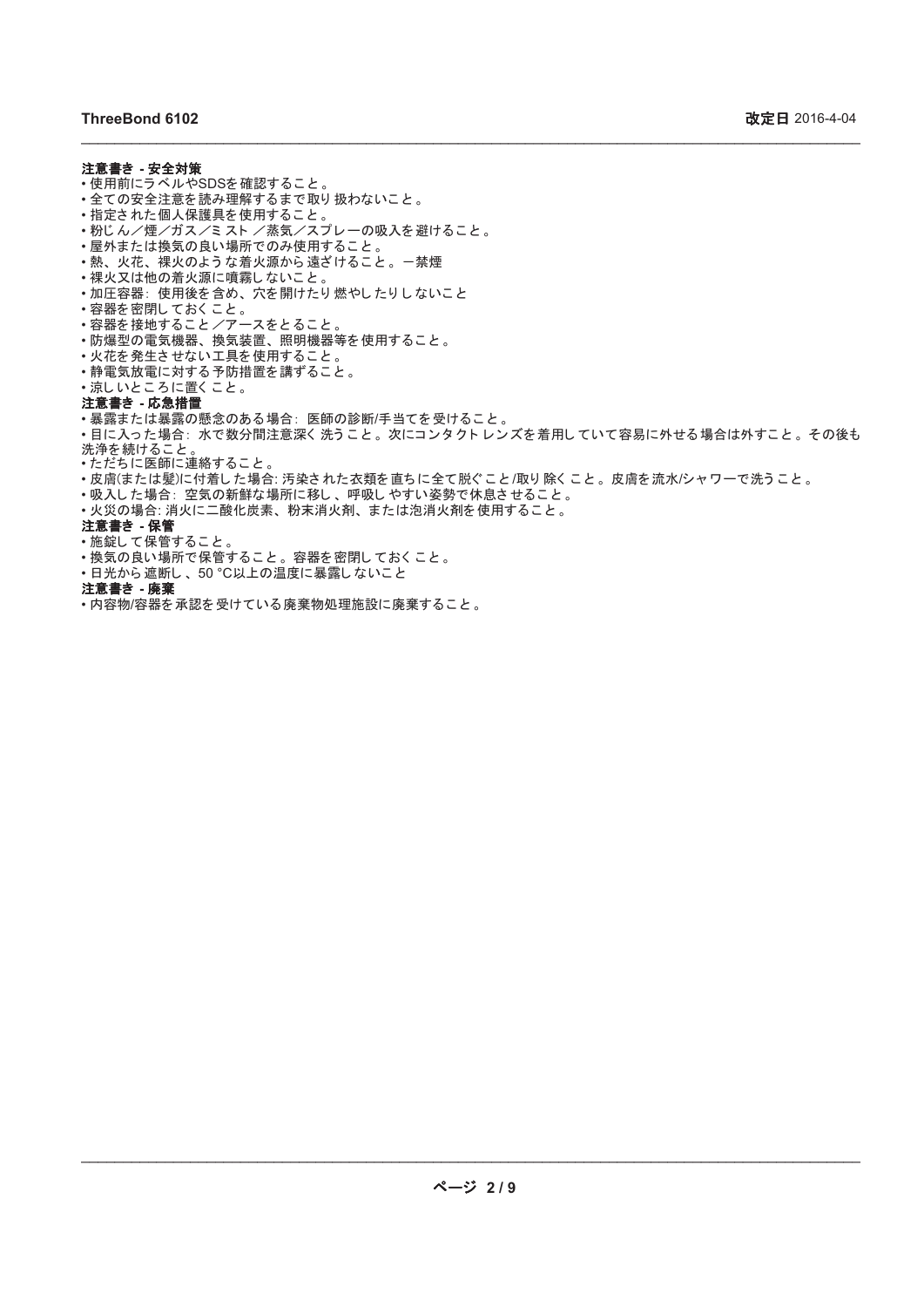**注意書き - 安全対策**

- 使用前にラベルやSDSを確認すること。
- 全ての安全注意を読み理解するまで取り扱わないこと。
- 指定された個人保護具を使用すること。
- 粉じん／煙／ガス／ミスト／蒸気／スプレーの吸入を避けること。
- 屋外または換気の良い場所でのみ使用すること。
- 熱、火花、裸火のような着火源から遠ざけること。ー禁煙
- 裸火又は他の着火源に噴霧しないこと。
- 加圧容器: 使用後を含め、穴を開けたり燃やしたりしないこと
- 容器を密閉しておくこと。
- 容器を接地すること／アースをとること。
- 防爆型の電気機器、換気装置、照明機器等を使用すること。
- 火花を発生させない工具を使用すること。
- 静電気放電に対する予防措置を講ずること。
- 涼しいところに置くこと。

**注意書き - 応急措置**

- 暴露または暴露の懸念のある場合: 医師の診断/手当てを受けること。
- 目に入った場合: 水で数分間注意深く洗うこと。次にコンタクトレンズを着用していて容易に外せる場合は外すこと。その後も洗浄を続けること。
- ただちに医師に連絡すること。
- 皮膚(または髪)に付着した場合: 汚染された衣類を直ちに全て脱ぐこと/取り除くこと。皮膚を流水/シャワーで洗うこと。
- 吸入した場合: 空気の新鮮な場所に移し、呼吸しやすい姿勢で休息させること。
- 火災の場合: 消火に二酸化炭素、粉末消火剤、または泡消火剤を使用すること。

**注意書き - 保管**

- 施錠して保管すること。
- 換気の良い場所で保管すること。容器を密閉しておくこと。
- 日光から遮断し、50 °C以上の温度に暴露しないこと

**注意書き - 廃棄**

- 内容物/容器を承認を受けている廃棄物処理施設に廃棄すること。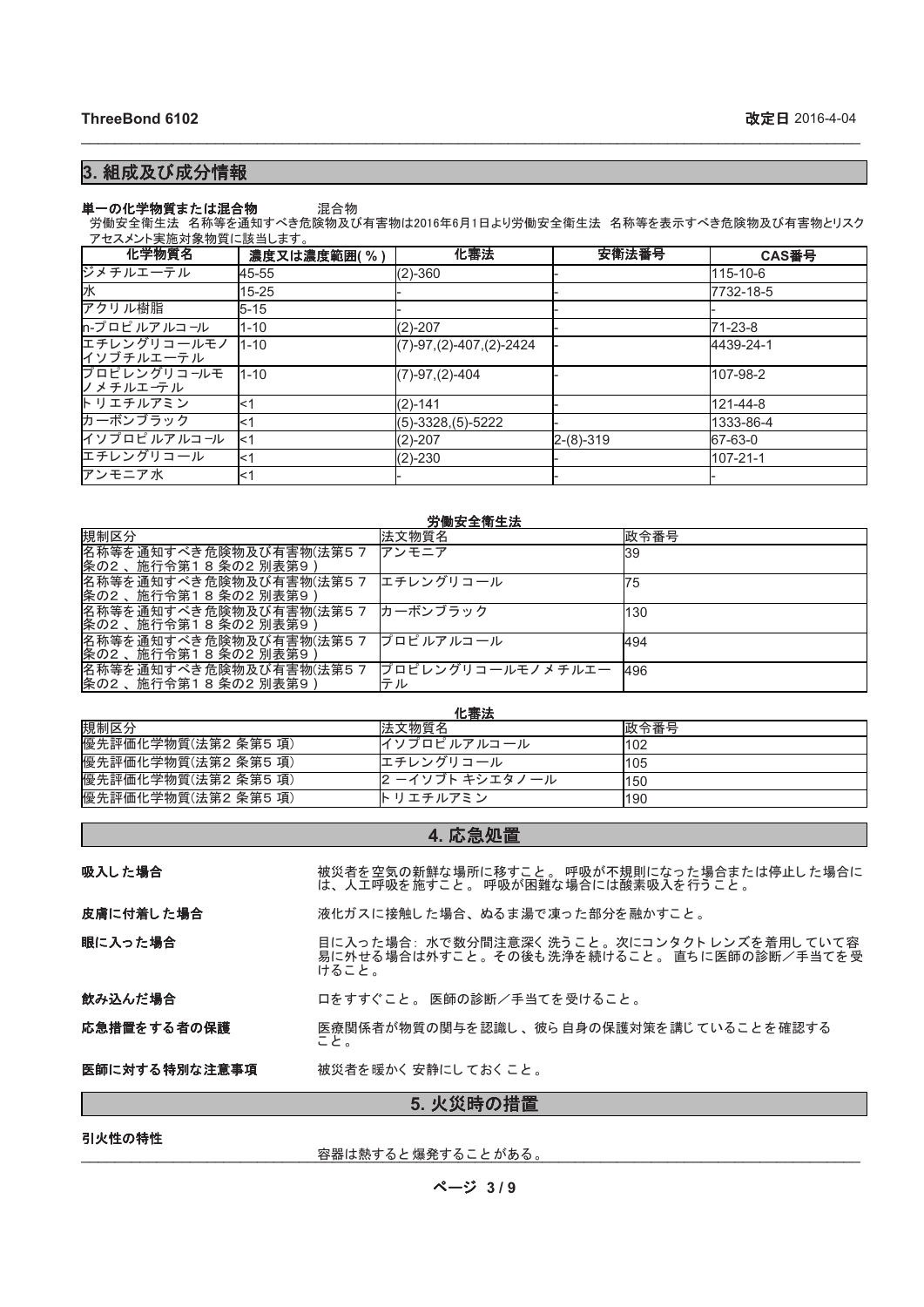## 3. 組成及び成分情報

**単一の化学物質または混合物**　　混合物

労働安全衛生法　名称等を通知すべき危険物及び有害物は2016年6月1日より労働安全衛生法　名称等を表示すべき危険物及び有害物とリスクアセスメント実施対象物質に該当します。

| 化学物質名 | 濃度又は濃度範囲(％) | 化審法 | 安衛法番号 | CAS番号 |
|---|---|---|---|---|
| ジメチルエーテル | 45-55 | (2)-360 | - | 115-10-6 |
| 水 | 15-25 | - | - | 7732-18-5 |
| アクリル樹脂 | 5-15 | - | - | - |
| n-プロピルアルコール | 1-10 | (2)-207 | - | 71-23-8 |
| エチレングリコールモノイソブチルエーテル | 1-10 | (7)-97,(2)-407,(2)-2424 | - | 4439-24-1 |
| プロピレングリコールモノメチルエーテル | 1-10 | (7)-97,(2)-404 | - | 107-98-2 |
| トリエチルアミン | <1 | (2)-141 | - | 121-44-8 |
| カーボンブラック | <1 | (5)-3328,(5)-5222 | - | 1333-86-4 |
| イソプロピルアルコール | <1 | (2)-207 | 2-(8)-319 | 67-63-0 |
| エチレングリコール | <1 | (2)-230 | - | 107-21-1 |
| アンモニア水 | <1 | - | - | - |

**労働安全衛生法**

| 規制区分 | 法文物質名 | 政令番号 |
|---|---|---|
| 名称等を通知すべき危険物及び有害物(法第57条の2、施行令第18条の2 別表第9) | アンモニア | 39 |
| 名称等を通知すべき危険物及び有害物(法第57条の2、施行令第18条の2 別表第9) | エチレングリコール | 75 |
| 名称等を通知すべき危険物及び有害物(法第57条の2、施行令第18条の2 別表第9) | カーボンブラック | 130 |
| 名称等を通知すべき危険物及び有害物(法第57条の2、施行令第18条の2 別表第9) | プロピルアルコール | 494 |
| 名称等を通知すべき危険物及び有害物(法第57条の2、施行令第18条の2 別表第9) | プロピレングリコールモノメチルエーテル | 496 |

**化審法**

| 規制区分 | 法文物質名 | 政令番号 |
|---|---|---|
| 優先評価化学物質(法第2 条第5 項) | イソプロピルアルコール | 102 |
| 優先評価化学物質(法第2 条第5 項) | エチレングリコール | 105 |
| 優先評価化学物質(法第2 条第5 項) | 2 ーイソブトキシエタノール | 150 |
| 優先評価化学物質(法第2 条第5 項) | トリエチルアミン | 190 |

## 4. 応急処置

**吸入した場合**　　被災者を空気の新鮮な場所に移すこと。 呼吸が不規則になった場合または停止した場合には、人工呼吸を施すこと。 呼吸が困難な場合には酸素吸入を行うこと。

**皮膚に付着した場合**　　液化ガスに接触した場合、ぬるま湯で凍った部分を融かすこと。

**眼に入った場合**　　目に入った場合: 水で数分間注意深く洗うこと。次にコンタクトレンズを着用していて容易に外せる場合は外すこと。その後も洗浄を続けること。 直ちに医師の診断／手当てを受けること。

**飲み込んだ場合**　　口をすすぐこと。 医師の診断／手当てを受けること。

**応急措置をする者の保護**　　医療関係者が物質の関与を認識し、彼ら自身の保護対策を講じていることを確認すること。

**医師に対する特別な注意事項**　　被災者を暖かく安静にしておくこと。

## 5. 火災時の措置

**引火性の特性**

容器は熱すると爆発することがある。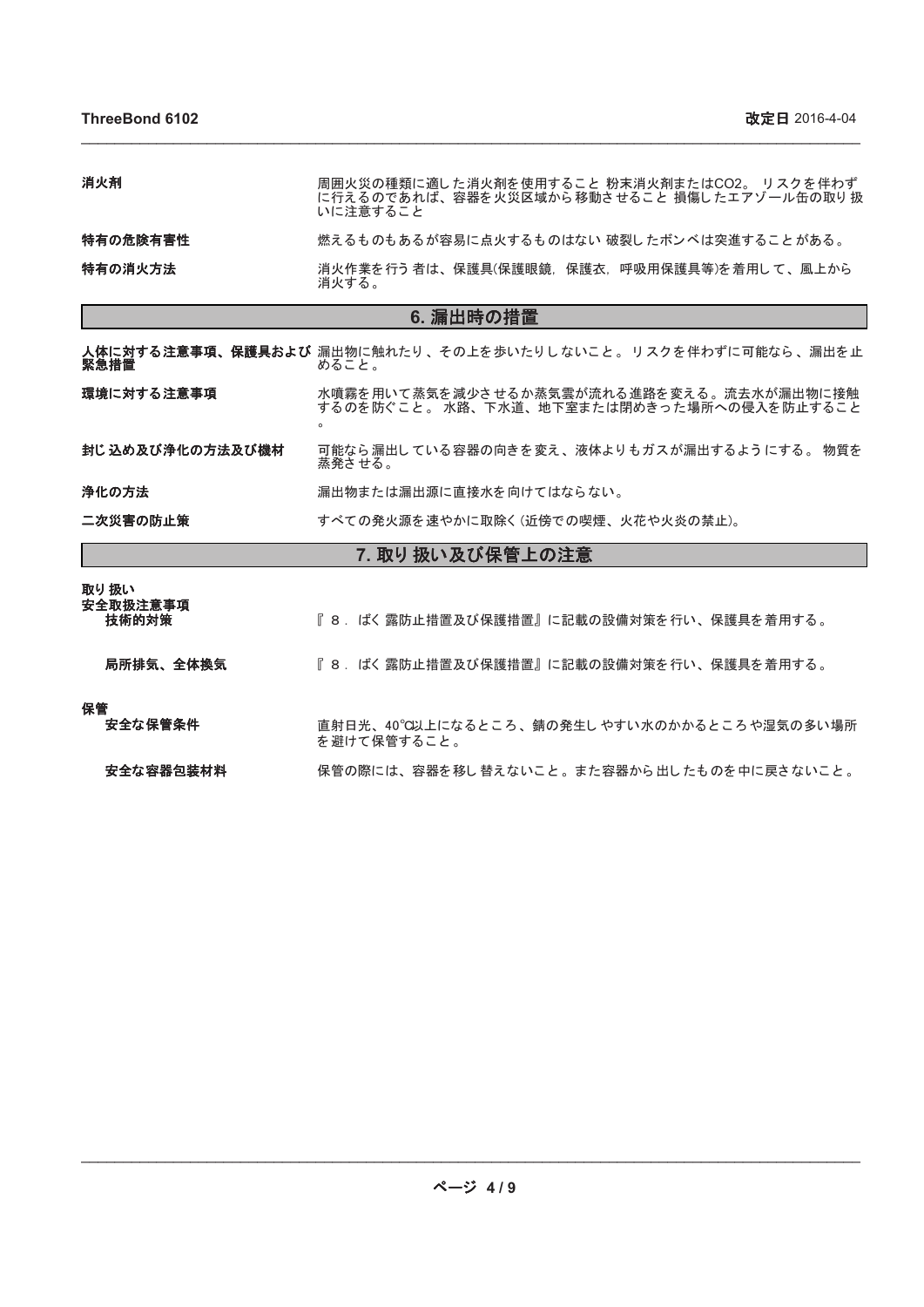| | |
|---|---|
| **消火剤** | 周囲火災の種類に適した消火剤を使用すること 粉末消火剤または$CO_2$。 リスクを伴わずに行えるのであれば、容器を火災区域から移動させること 損傷したエアゾール缶の取り扱いに注意すること |
| **特有の危険有害性** | 燃えるものもあるが容易に点火するものはない 破裂したボンベは突進することがある。 |
| **特有の消火方法** | 消火作業を行う者は、保護具(保護眼鏡，保護衣，呼吸用保護具等)を着用して、風上から消火する。 |

## 6. 漏出時の措置

| | |
|---|---|
| **人体に対する注意事項、保護具および緊急措置** | 漏出物に触れたり、その上を歩いたりしないこと。 リスクを伴わずに可能なら、漏出を止めること。 |
| **環境に対する注意事項** | 水噴霧を用いて蒸気を減少させるか蒸気雲が流れる進路を変える。流去水が漏出物に接触するのを防ぐこと。 水路、下水道、地下室または閉めきった場所への侵入を防止すること。 |
| **封じ込め及び浄化の方法及び機材** | 可能なら漏出している容器の向きを変え、液体よりもガスが漏出するようにする。 物質を蒸発させる。 |
| **浄化の方法** | 漏出物または漏出源に直接水を向けてはならない。 |
| **二次災害の防止策** | すべての発火源を速やかに取除く(近傍での喫煙、火花や火炎の禁止)。 |

## 7. 取り扱い及び保管上の注意

**取り扱い**

**安全取扱注意事項**

| | |
|---|---|
| **技術的対策** | 『８．ばく露防止措置及び保護措置』に記載の設備対策を行い、保護具を着用する。 |
| **局所排気、全体換気** | 『８．ばく露防止措置及び保護措置』に記載の設備対策を行い、保護具を着用する。 |

**保管**

| | |
|---|---|
| **安全な保管条件** | 直射日光、40℃以上になるところ、錆の発生しやすい水のかかるところや湿気の多い場所を避けて保管すること。 |
| **安全な容器包装材料** | 保管の際には、容器を移し替えないこと。また容器から出したものを中に戻さないこと。 |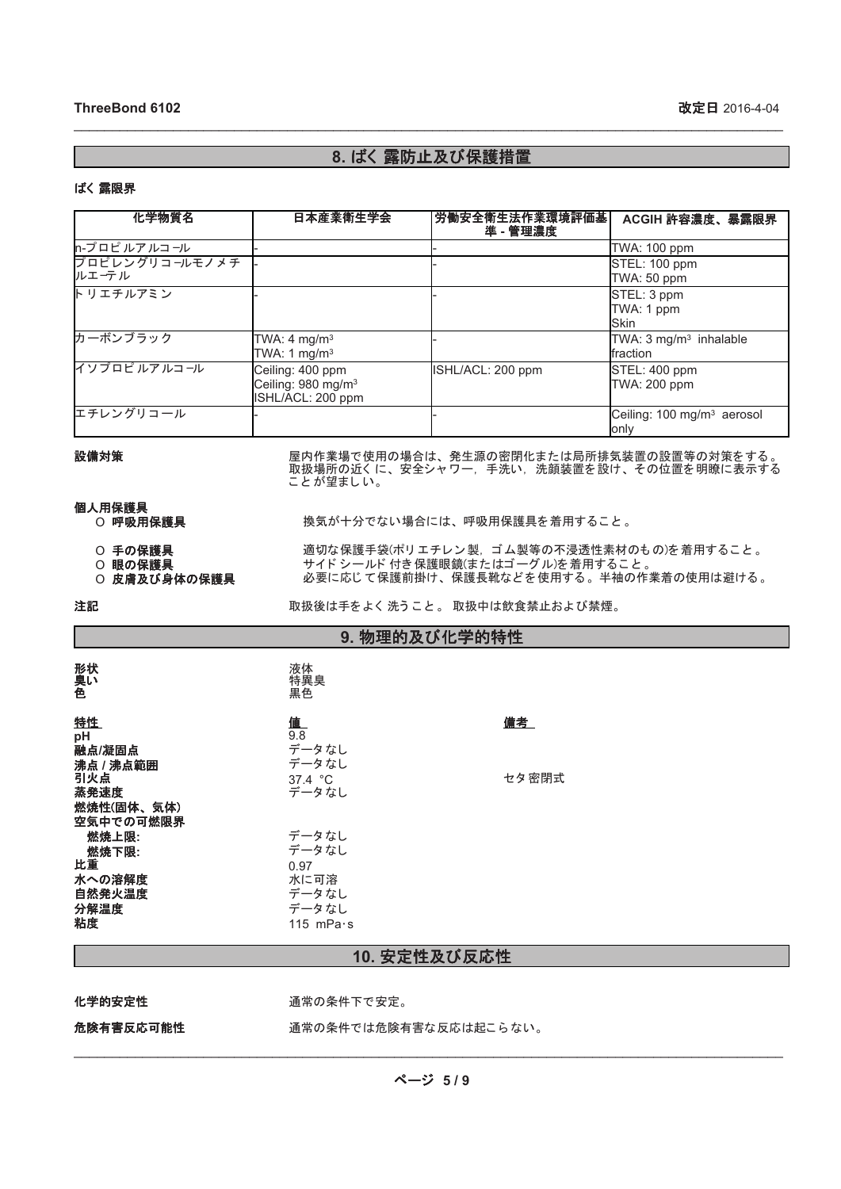## 8. ばく露防止及び保護措置

**ばく露限界**

| 化学物質名 | 日本産業衛生学会 | 労働安全衛生法作業環境評価基準 - 管理濃度 | ACGIH 許容濃度、暴露限界 |
|---|---|---|---|
| n-プロピルアルコール | - | - | TWA: 100 ppm |
| プロピレングリコールモノメチルエーテル | - | - | STEL: 100 ppm<br>TWA: 50 ppm |
| トリエチルアミン | - | - | STEL: 3 ppm<br>TWA: 1 ppm<br>Skin |
| カーボンブラック | TWA: 4 mg/m³<br>TWA: 1 mg/m³ | - | TWA: 3 mg/m³ inhalable fraction |
| イソプロピルアルコール | Ceiling: 400 ppm<br>Ceiling: 980 mg/m³<br>ISHL/ACL: 200 ppm | ISHL/ACL: 200 ppm | STEL: 400 ppm<br>TWA: 200 ppm |
| エチレングリコール | - | - | Ceiling: 100 mg/m³ aerosol only |

**設備対策**

屋内作業場で使用の場合は、発生源の密閉化または局所排気装置の設置等の対策をする。取扱場所の近くに、安全シャワー，手洗い，洗顔装置を設け、その位置を明瞭に表示することが望ましい。

**個人用保護具**

- **呼吸用保護具**　換気が十分でない場合には、呼吸用保護具を着用すること。
- **手の保護具**　適切な保護手袋(ポリエチレン製，ゴム製等の不浸透性素材のもの)を着用すること。
- **眼の保護具**　サイドシールド付き保護眼鏡(またはゴーグル)を着用すること。
- **皮膚及び身体の保護具**　必要に応じて保護前掛け、保護長靴などを使用する。半袖の作業着の使用は避ける。

**注記**

取扱後は手をよく洗うこと。 取扱中は飲食禁止および禁煙。

## 9. 物理的及び化学的特性

**形状**　液体
**臭い**　特異臭
**色**　黒色

| 特性 | 値 | 備考 |
|---|---|---|
| pH | 9.8 | |
| 融点/凝固点 | データなし | |
| 沸点 / 沸点範囲 | データなし | |
| 引火点 | 37.4 °C | セタ密閉式 |
| 蒸発速度 | データなし | |
| 燃焼性(固体、気体) | | |
| 空気中での可燃限界 | | |
| 燃焼上限: | データなし | |
| 燃焼下限: | データなし | |
| 比重 | 0.97 | |
| 水への溶解度 | 水に可溶 | |
| 自然発火温度 | データなし | |
| 分解温度 | データなし | |
| 粘度 | 115 mPa·s | |

## 10. 安定性及び反応性

**化学的安定性**　通常の条件下で安定。

**危険有害反応可能性**　通常の条件では危険有害な反応は起こらない。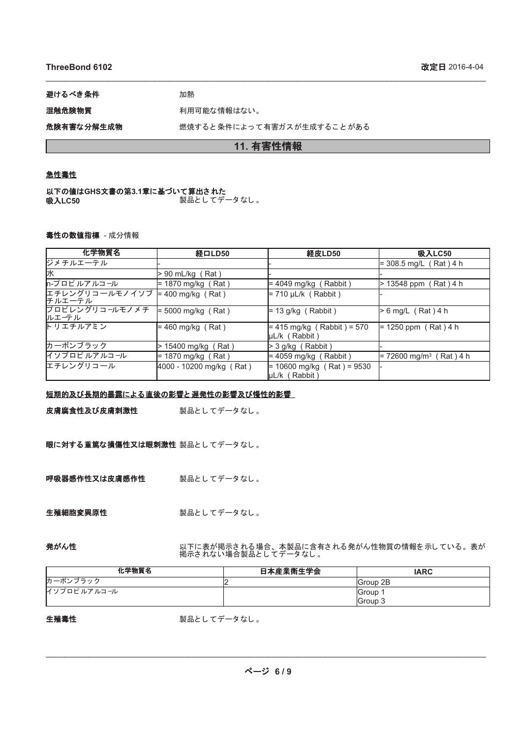**避けるべき条件** 加熱

**混触危険物質** 利用可能な情報はない。

**危険有害な分解生成物** 燃焼すると条件によって有害ガスが生成することがある

## 11. 有害性情報

### 急性毒性

**以下の値はGHS文書の第3.1章に基づいて算出された**

**吸入LC50** 製品としてデータなし。

**毒性の数値指標** - 成分情報

| 化学物質名 | 経口LD50 | 経皮LD50 | 吸入LC50 |
|---|---|---|---|
| ジメチルエーテル | - | - | = 308.5 mg/L （Rat）4 h |
| 水 | > 90 mL/kg （Rat） | - | - |
| n-プロピルアルコール | = 1870 mg/kg （Rat） | = 4049 mg/kg （Rabbit） | > 13548 ppm （Rat）4 h |
| エチレングリコールモノイソブチルエーテル | = 400 mg/kg （Rat） | = 710 μL/k （Rabbit） | - |
| プロピレングリコールモノメチルエーテル | = 5000 mg/kg （Rat） | = 13 g/kg （Rabbit） | > 6 mg/L （Rat）4 h |
| トリエチルアミン | = 460 mg/kg （Rat） | = 415 mg/kg （Rabbit）= 570 μL/k （Rabbit） | = 1250 ppm （Rat）4 h |
| カーボンブラック | > 15400 mg/kg （Rat） | > 3 g/kg （Rabbit） | - |
| イソプロピルアルコール | = 1870 mg/kg （Rat） | = 4059 mg/kg （Rabbit） | = 72600 mg/m³ （Rat）4 h |
| エチレングリコール | 4000 - 10200 mg/kg （Rat） | = 10600 mg/kg （Rat）= 9530 μL/k （Rabbit） | - |

### 短期的及び長期的暴露による直後の影響と遅発性の影響及び慢性的影響

**皮膚腐食性及び皮膚刺激性** 製品としてデータなし。

**眼に対する重篤な損傷性又は眼刺激性** 製品としてデータなし。

**呼吸器感作性又は皮膚感作性** 製品としてデータなし。

**生殖細胞変異原性** 製品としてデータなし。

**発がん性** 以下に表が掲示される場合、本製品に含有される発がん性物質の情報を示している。表が掲示されない場合製品としてデータなし。

| 化学物質名 | 日本産業衛生学会 | IARC |
|---|---|---|
| カーボンブラック | 2 | Group 2B |
| イソプロピルアルコール | | Group 1<br>Group 3 |

**生殖毒性** 製品としてデータなし。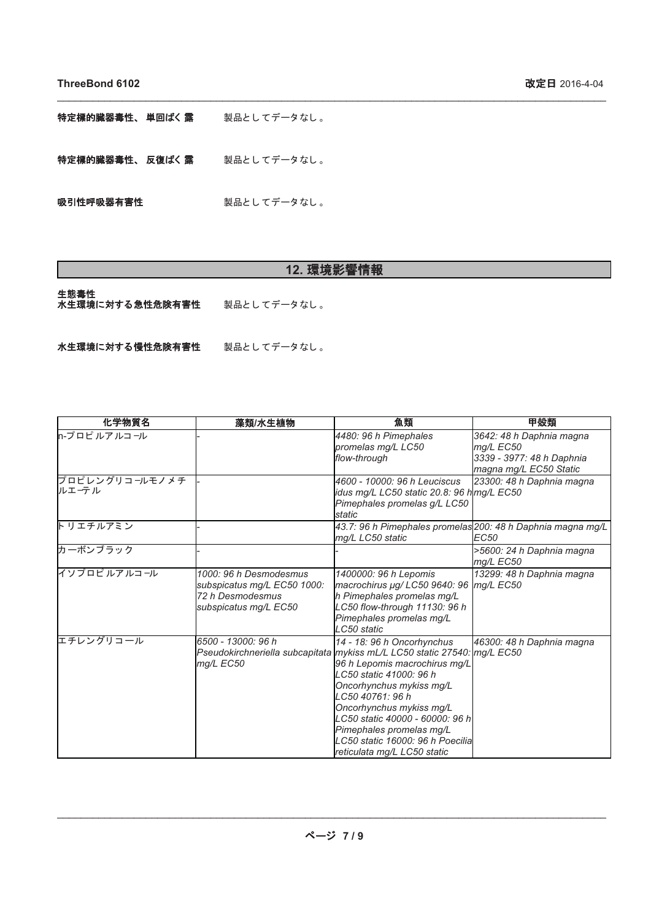**特定標的臓器毒性、 単回ばく露**　製品としてデータなし。

**特定標的臓器毒性、 反復ばく露**　製品としてデータなし。

**吸引性呼吸器有害性**　製品としてデータなし。

## 12. 環境影響情報

**生態毒性**

**水生環境に対する急性危険有害性**　製品としてデータなし。

**水生環境に対する慢性危険有害性**　製品としてデータなし。

| 化学物質名 | 藻類/水生植物 | 魚類 | 甲殻類 |
| --- | --- | --- | --- |
| n-プロピルアルコール | - | *4480: 96 h Pimephales promelas mg/L LC50 flow-through* | *3642: 48 h Daphnia magna mg/L EC50 3339 - 3977: 48 h Daphnia magna mg/L EC50 Static* |
| プロピレングリコールモノメチルエーテル | - | *4600 - 10000: 96 h Leuciscus idus mg/L LC50 static 20.8: 96 h Pimephales promelas g/L LC50 static* | *23300: 48 h Daphnia magna mg/L EC50* |
| トリエチルアミン | - | *43.7: 96 h Pimephales promelas mg/L LC50 static* | *200: 48 h Daphnia magna mg/L EC50* |
| カーボンブラック | - | - | *>5600: 24 h Daphnia magna mg/L EC50* |
| イソプロピルアルコール | *1000: 96 h Desmodesmus subspicatus mg/L EC50 1000: 72 h Desmodesmus subspicatus mg/L EC50* | *1400000: 96 h Lepomis macrochirus µg/ LC50 9640: 96 h Pimephales promelas mg/L LC50 flow-through 11130: 96 h Pimephales promelas mg/L LC50 static* | *13299: 48 h Daphnia magna mg/L EC50* |
| エチレングリコール | *6500 - 13000: 96 h Pseudokirchneriella subcapitata mg/L EC50* | *14 - 18: 96 h Oncorhynchus mykiss mL/L LC50 static 27540: 96 h Lepomis macrochirus mg/L LC50 static 41000: 96 h Oncorhynchus mykiss mg/L LC50 40761: 96 h Oncorhynchus mykiss mg/L LC50 static 40000 - 60000: 96 h Pimephales promelas mg/L LC50 static 16000: 96 h Poecilia reticulata mg/L LC50 static* | *46300: 48 h Daphnia magna mg/L EC50* |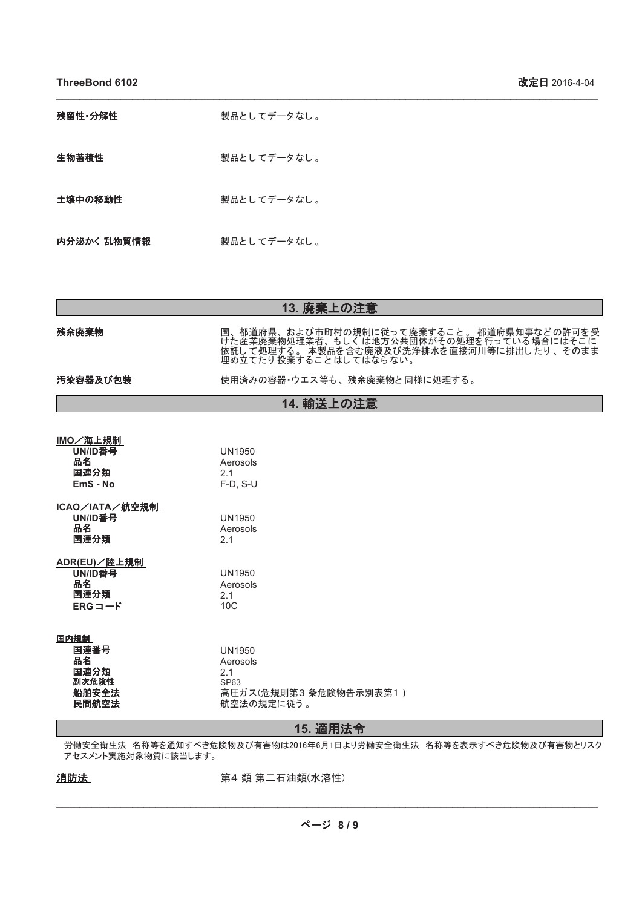**残留性・分解性** 製品としてデータなし。

**生物蓄積性** 製品としてデータなし。

**土壌中の移動性** 製品としてデータなし。

**内分泌かく 乱物質情報** 製品としてデータなし。

## 13. 廃棄上の注意

**残余廃棄物** 国、都道府県、および市町村の規制に従って廃棄すること。 都道府県知事などの許可を受けた産業廃棄物処理業者、もしくは地方公共団体がその処理を行っている場合にはそこに依託して処理する。 本製品を含む廃液及び洗浄排水を直接河川等に排出したり、そのまま埋め立てたり投棄することはしてはならない。

**汚染容器及び包装** 使用済みの容器・ウエス等も、残余廃棄物と同様に処理する。

## 14. 輸送上の注意

**IMO／海上規制**

| | |
|---|---|
| **UN/ID番号** | UN1950 |
| **品名** | Aerosols |
| **国連分類** | 2.1 |
| **EmS - No** | F-D, S-U |

**ICAO／IATA／航空規制**

| | |
|---|---|
| **UN/ID番号** | UN1950 |
| **品名** | Aerosols |
| **国連分類** | 2.1 |

**ADR(EU)／陸上規制**

| | |
|---|---|
| **UN/ID番号** | UN1950 |
| **品名** | Aerosols |
| **国連分類** | 2.1 |
| **ERG コード** | 10C |

**国内規制**

| | |
|---|---|
| **国連番号** | UN1950 |
| **品名** | Aerosols |
| **国連分類** | 2.1 |
| **副次危険性** | SP63 |
| **船舶安全法** | 高圧ガス(危規則第3 条危険物告示別表第1 ) |
| **民間航空法** | 航空法の規定に従う 。 |

## 15. 適用法令

労働安全衛生法 名称等を通知すべき危険物及び有害物は2016年6月1日より労働安全衛生法 名称等を表示すべき危険物及び有害物とリスクアセスメント実施対象物質に該当します。

**消防法** 第4 類 第二石油類(水溶性)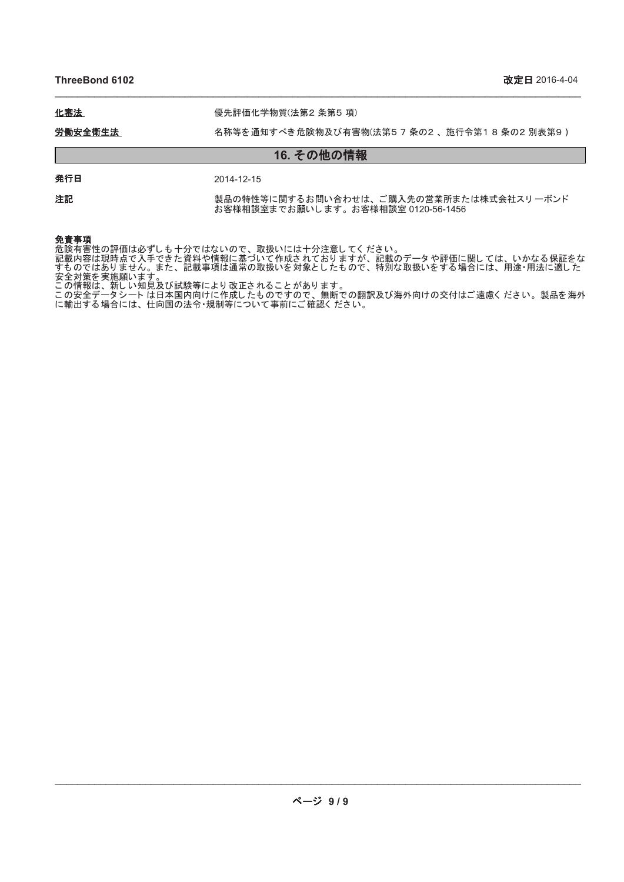**化審法**　優先評価化学物質(法第2 条第5 項)

**労働安全衛生法**　名称等を通知すべき危険物及び有害物(法第5 7 条の2 、施行令第1 8 条の2 別表第9 )

## 16. その他の情報

**発行日**　2014-12-15

**注記**　製品の特性等に関するお問い合わせは、ご購入先の営業所または株式会社スリーボンド お客様相談室までお願いします。お客様相談室 0120-56-1456

**免責事項**

危険有害性の評価は必ずしも十分ではないので、取扱いには十分注意してください。
記載内容は現時点で入手できた資料や情報に基づいて作成されておりますが、記載のデータや評価に関しては、いかなる保証をなすものではありません。また、記載事項は通常の取扱いを対象としたもので、特別な取扱いをする場合には、用途･用法に適した安全対策を実施願います。
この情報は、新しい知見及び試験等により改正されることがあります。
この安全データシートは日本国内向けに作成したものですので、無断での翻訳及び海外向けの交付はご遠慮ください。製品を海外に輸出する場合には、仕向国の法令･規制等について事前にご確認ください。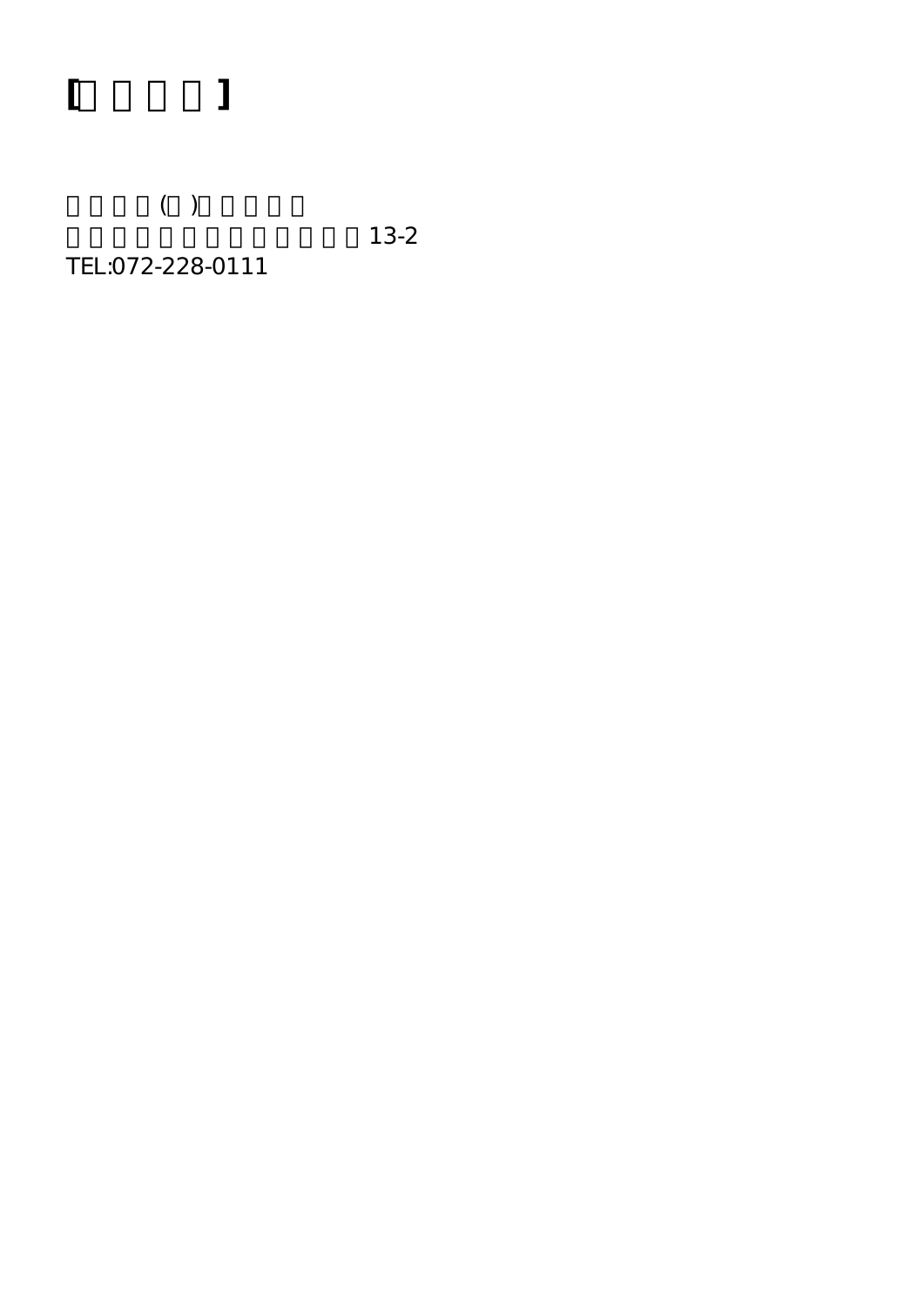13-2

TEL:072-228-0111